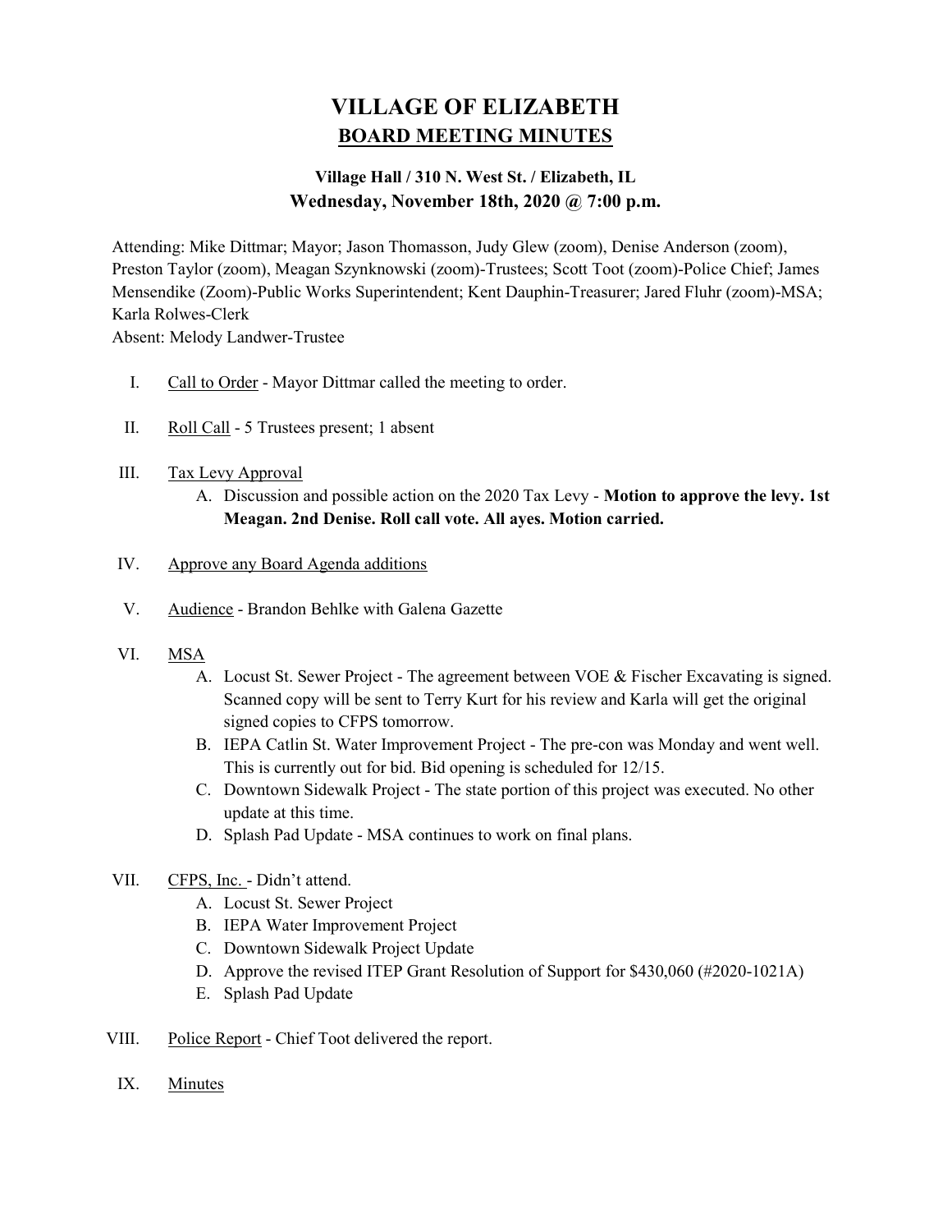# VILLAGE OF ELIZABETH

## BOARD MEETING MINUTES

### Village Hall / 310 N. West St. / Elizabeth, IL
### Wednesday, November 18th, 2020 @ 7:00 p.m.

Attending: Mike Dittmar; Mayor; Jason Thomasson, Judy Glew (zoom), Denise Anderson (zoom), Preston Taylor (zoom), Meagan Szynknowski (zoom)-Trustees; Scott Toot (zoom)-Police Chief; James Mensendike (Zoom)-Public Works Superintendent; Kent Dauphin-Treasurer; Jared Fluhr (zoom)-MSA; Karla Rolwes-Clerk
Absent: Melody Landwer-Trustee

I. Call to Order - Mayor Dittmar called the meeting to order.

II. Roll Call - 5 Trustees present; 1 absent

III. Tax Levy Approval
   A. Discussion and possible action on the 2020 Tax Levy - **Motion to approve the levy. 1st Meagan. 2nd Denise. Roll call vote. All ayes. Motion carried.**

IV. Approve any Board Agenda additions

V. Audience - Brandon Behlke with Galena Gazette

VI. MSA
   A. Locust St. Sewer Project - The agreement between VOE & Fischer Excavating is signed. Scanned copy will be sent to Terry Kurt for his review and Karla will get the original signed copies to CFPS tomorrow.
   B. IEPA Catlin St. Water Improvement Project - The pre-con was Monday and went well. This is currently out for bid. Bid opening is scheduled for 12/15.
   C. Downtown Sidewalk Project - The state portion of this project was executed. No other update at this time.
   D. Splash Pad Update - MSA continues to work on final plans.

VII. CFPS, Inc. - Didn't attend.
   A. Locust St. Sewer Project
   B. IEPA Water Improvement Project
   C. Downtown Sidewalk Project Update
   D. Approve the revised ITEP Grant Resolution of Support for $430,060 (#2020-1021A)
   E. Splash Pad Update

VIII. Police Report - Chief Toot delivered the report.

IX. Minutes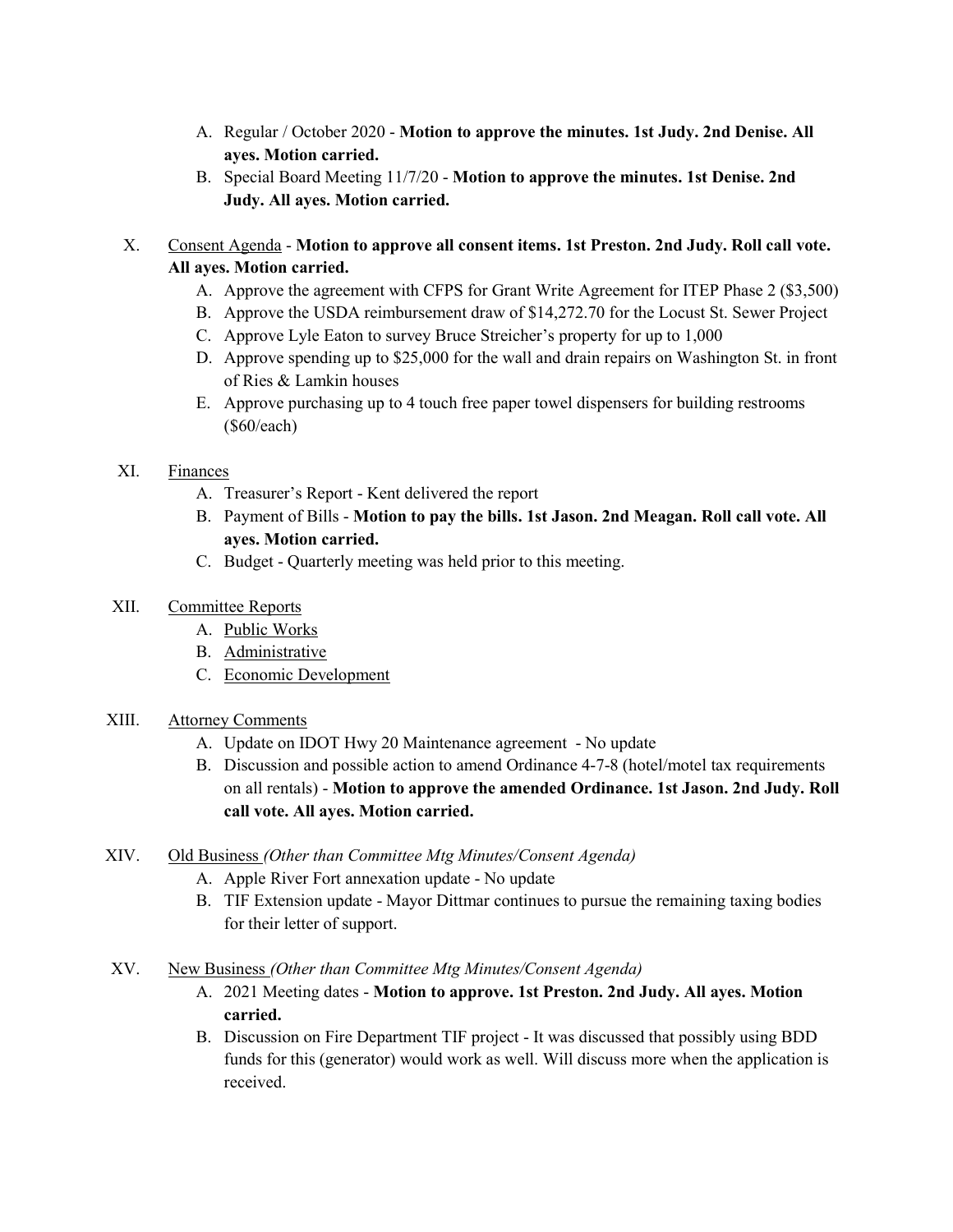A. Regular / October 2020 - **Motion to approve the minutes. 1st Judy. 2nd Denise. All ayes. Motion carried.**
B. Special Board Meeting 11/7/20 - **Motion to approve the minutes. 1st Denise. 2nd Judy. All ayes. Motion carried.**

X. <u>Consent Agenda</u> - **Motion to approve all consent items. 1st Preston. 2nd Judy. Roll call vote. All ayes. Motion carried.**
   A. Approve the agreement with CFPS for Grant Write Agreement for ITEP Phase 2 ($3,500)
   B. Approve the USDA reimbursement draw of $14,272.70 for the Locust St. Sewer Project
   C. Approve Lyle Eaton to survey Bruce Streicher's property for up to 1,000
   D. Approve spending up to $25,000 for the wall and drain repairs on Washington St. in front of Ries & Lamkin houses
   E. Approve purchasing up to 4 touch free paper towel dispensers for building restrooms ($60/each)

XI. <u>Finances</u>
   A. Treasurer's Report - Kent delivered the report
   B. Payment of Bills - **Motion to pay the bills. 1st Jason. 2nd Meagan. Roll call vote. All ayes. Motion carried.**
   C. Budget - Quarterly meeting was held prior to this meeting.

XII. <u>Committee Reports</u>
   A. <u>Public Works</u>
   B. <u>Administrative</u>
   C. <u>Economic Development</u>

XIII. <u>Attorney Comments</u>
   A. Update on IDOT Hwy 20 Maintenance agreement - No update
   B. Discussion and possible action to amend Ordinance 4-7-8 (hotel/motel tax requirements on all rentals) - **Motion to approve the amended Ordinance. 1st Jason. 2nd Judy. Roll call vote. All ayes. Motion carried.**

XIV. <u>Old Business</u> *(Other than Committee Mtg Minutes/Consent Agenda)*
   A. Apple River Fort annexation update - No update
   B. TIF Extension update - Mayor Dittmar continues to pursue the remaining taxing bodies for their letter of support.

XV. <u>New Business</u> *(Other than Committee Mtg Minutes/Consent Agenda)*
   A. 2021 Meeting dates - **Motion to approve. 1st Preston. 2nd Judy. All ayes. Motion carried.**
   B. Discussion on Fire Department TIF project - It was discussed that possibly using BDD funds for this (generator) would work as well. Will discuss more when the application is received.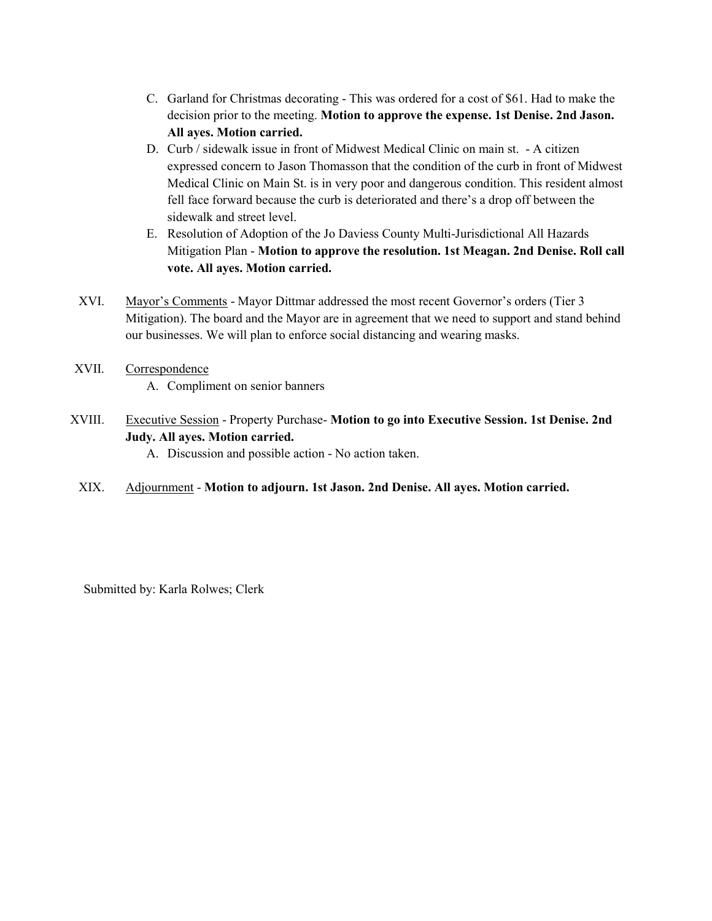C. Garland for Christmas decorating - This was ordered for a cost of $61. Had to make the decision prior to the meeting. **Motion to approve the expense. 1st Denise. 2nd Jason. All ayes. Motion carried.**

D. Curb / sidewalk issue in front of Midwest Medical Clinic on main st. - A citizen expressed concern to Jason Thomasson that the condition of the curb in front of Midwest Medical Clinic on Main St. is in very poor and dangerous condition. This resident almost fell face forward because the curb is deteriorated and there's a drop off between the sidewalk and street level.

E. Resolution of Adoption of the Jo Daviess County Multi-Jurisdictional All Hazards Mitigation Plan - **Motion to approve the resolution. 1st Meagan. 2nd Denise. Roll call vote. All ayes. Motion carried.**

XVI. Mayor's Comments - Mayor Dittmar addressed the most recent Governor's orders (Tier 3 Mitigation). The board and the Mayor are in agreement that we need to support and stand behind our businesses. We will plan to enforce social distancing and wearing masks.

XVII. Correspondence

A. Compliment on senior banners

XVIII. Executive Session - Property Purchase- **Motion to go into Executive Session. 1st Denise. 2nd Judy. All ayes. Motion carried.**

A. Discussion and possible action - No action taken.

XIX. Adjournment - **Motion to adjourn. 1st Jason. 2nd Denise. All ayes. Motion carried.**

Submitted by: Karla Rolwes; Clerk